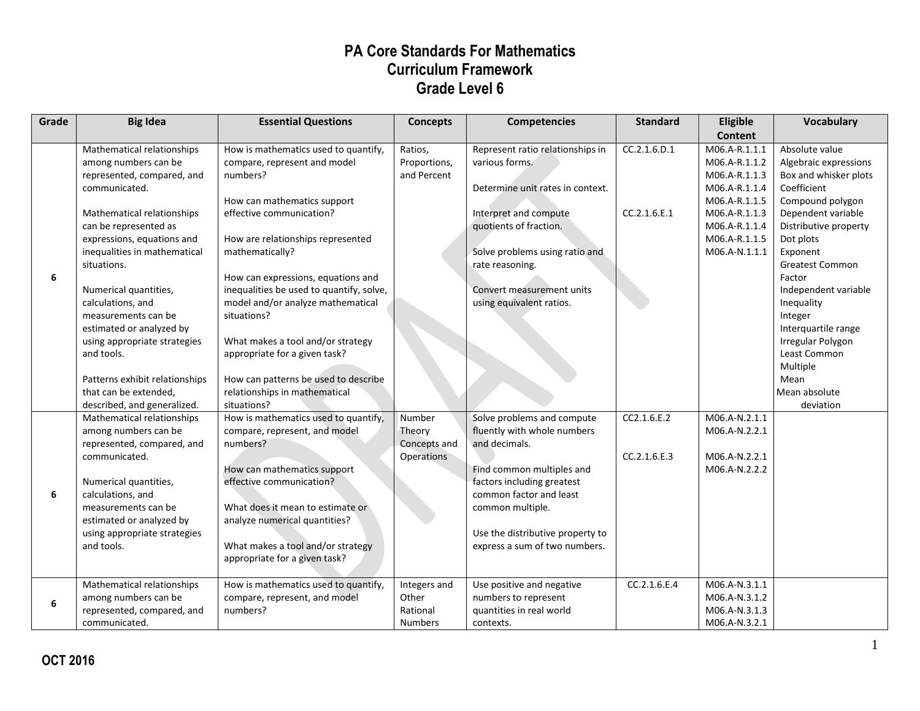# PA Core Standards For Mathematics
## Curriculum Framework
## Grade Level 6

| Grade | Big Idea | Essential Questions | Concepts | Competencies | Standard | Eligible Content | Vocabulary |
|---|---|---|---|---|---|---|---|
| 6 | Mathematical relationships among numbers can be represented, compared, and communicated.<br><br>Mathematical relationships can be represented as expressions, equations and inequalities in mathematical situations.<br><br>Numerical quantities, calculations, and measurements can be estimated or analyzed by using appropriate strategies and tools.<br><br>Patterns exhibit relationships that can be extended, described, and generalized. | How is mathematics used to quantify, compare, represent and model numbers?<br><br>How can mathematics support effective communication?<br><br>How are relationships represented mathematically?<br><br>How can expressions, equations and inequalities be used to quantify, solve, model and/or analyze mathematical situations?<br><br>What makes a tool and/or strategy appropriate for a given task?<br><br>How can patterns be used to describe relationships in mathematical situations? | Ratios, Proportions, and Percent | Represent ratio relationships in various forms.<br><br>Determine unit rates in context.<br><br>Interpret and compute quotients of fraction.<br><br>Solve problems using ratio and rate reasoning.<br><br>Convert measurement units using equivalent ratios. | CC.2.1.6.D.1<br><br><br><br>CC.2.1.6.E.1 | M06.A-R.1.1.1<br>M06.A-R.1.1.2<br>M06.A-R.1.1.3<br>M06.A-R.1.1.4<br>M06.A-R.1.1.5<br>M06.A-R.1.1.3<br>M06.A-R.1.1.4<br>M06.A-R.1.1.5<br>M06.A-N.1.1.1 | Absolute value<br>Algebraic expressions<br>Box and whisker plots<br>Coefficient<br>Compound polygon<br>Dependent variable<br>Distributive property<br>Dot plots<br>Exponent<br>Greatest Common Factor<br>Independent variable<br>Inequality<br>Integer<br>Interquartile range<br>Irregular Polygon<br>Least Common Multiple<br>Mean<br>Mean absolute deviation |
| 6 | Mathematical relationships among numbers can be represented, compared, and communicated.<br><br>Numerical quantities, calculations, and measurements can be estimated or analyzed by using appropriate strategies and tools. | How is mathematics used to quantify, compare, represent, and model numbers?<br><br>How can mathematics support effective communication?<br><br>What does it mean to estimate or analyze numerical quantities?<br><br>What makes a tool and/or strategy appropriate for a given task? | Number Theory Concepts and Operations | Solve problems and compute fluently with whole numbers and decimals.<br><br>Find common multiples and factors including greatest common factor and least common multiple.<br><br>Use the distributive property to express a sum of two numbers. | CC2.1.6.E.2<br><br><br>CC.2.1.6.E.3 | M06.A-N.2.1.1<br>M06.A-N.2.2.1<br><br>M06.A-N.2.2.1<br>M06.A-N.2.2.2 | |
| 6 | Mathematical relationships among numbers can be represented, compared, and communicated. | How is mathematics used to quantify, compare, represent, and model numbers? | Integers and Other Rational Numbers | Use positive and negative numbers to represent quantities in real world contexts. | CC.2.1.6.E.4 | M06.A-N.3.1.1<br>M06.A-N.3.1.2<br>M06.A-N.3.1.3<br>M06.A-N.3.2.1 | |

OCT 2016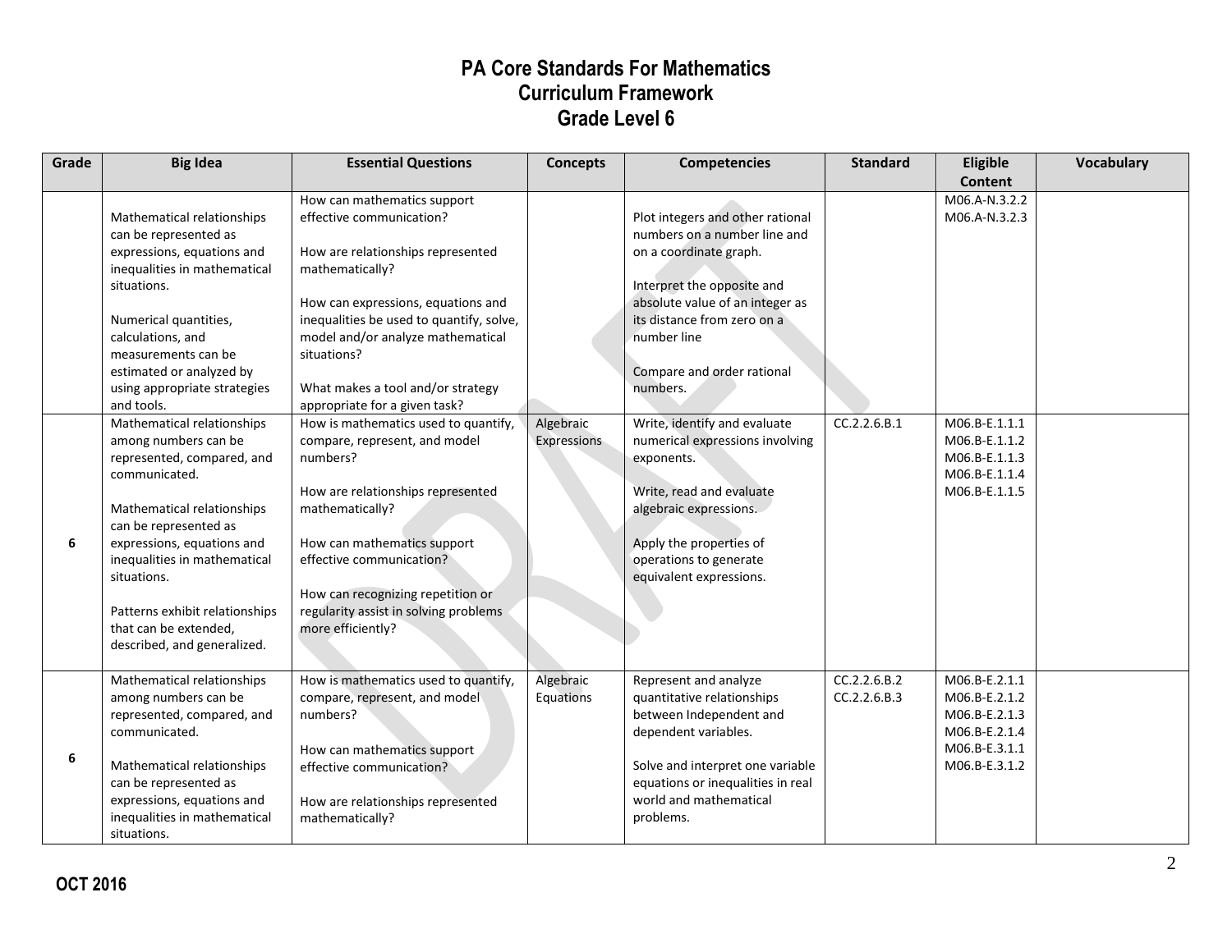# PA Core Standards For Mathematics
## Curriculum Framework
## Grade Level 6

| Grade | Big Idea | Essential Questions | Concepts | Competencies | Standard | Eligible Content | Vocabulary |
|---|---|---|---|---|---|---|---|
| | Mathematical relationships can be represented as expressions, equations and inequalities in mathematical situations.<br><br>Numerical quantities, calculations, and measurements can be estimated or analyzed by using appropriate strategies and tools. | How can mathematics support effective communication?<br><br>How are relationships represented mathematically?<br><br>How can expressions, equations and inequalities be used to quantify, solve, model and/or analyze mathematical situations?<br><br>What makes a tool and/or strategy appropriate for a given task? | | Plot integers and other rational numbers on a number line and on a coordinate graph.<br><br>Interpret the opposite and absolute value of an integer as its distance from zero on a number line<br><br>Compare and order rational numbers. | | M06.A-N.3.2.2<br>M06.A-N.3.2.3 | |
| 6 | Mathematical relationships among numbers can be represented, compared, and communicated.<br><br>Mathematical relationships can be represented as expressions, equations and inequalities in mathematical situations.<br><br>Patterns exhibit relationships that can be extended, described, and generalized. | How is mathematics used to quantify, compare, represent, and model numbers?<br><br>How are relationships represented mathematically?<br><br>How can mathematics support effective communication?<br><br>How can recognizing repetition or regularity assist in solving problems more efficiently? | Algebraic Expressions | Write, identify and evaluate numerical expressions involving exponents.<br><br>Write, read and evaluate algebraic expressions.<br><br>Apply the properties of operations to generate equivalent expressions. | CC.2.2.6.B.1 | M06.B-E.1.1.1<br>M06.B-E.1.1.2<br>M06.B-E.1.1.3<br>M06.B-E.1.1.4<br>M06.B-E.1.1.5 | |
| 6 | Mathematical relationships among numbers can be represented, compared, and communicated.<br><br>Mathematical relationships can be represented as expressions, equations and inequalities in mathematical situations. | How is mathematics used to quantify, compare, represent, and model numbers?<br><br>How can mathematics support effective communication?<br><br>How are relationships represented mathematically? | Algebraic Equations | Represent and analyze quantitative relationships between Independent and dependent variables.<br><br>Solve and interpret one variable equations or inequalities in real world and mathematical problems. | CC.2.2.6.B.2<br>CC.2.2.6.B.3 | M06.B-E.2.1.1<br>M06.B-E.2.1.2<br>M06.B-E.2.1.3<br>M06.B-E.2.1.4<br>M06.B-E.3.1.1<br>M06.B-E.3.1.2 | |

OCT 2016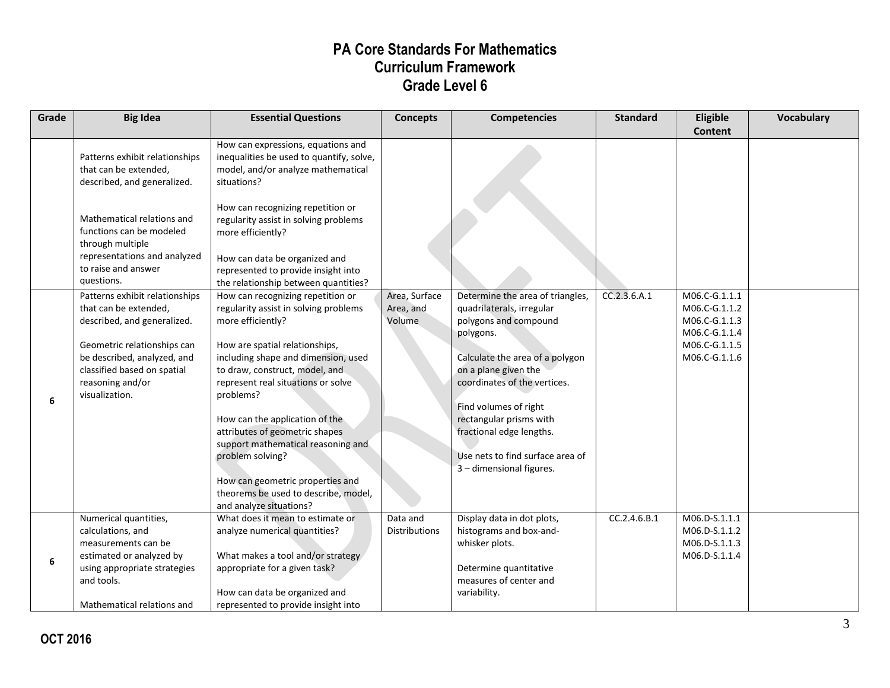# PA Core Standards For Mathematics
## Curriculum Framework
## Grade Level 6

| Grade | Big Idea | Essential Questions | Concepts | Competencies | Standard | Eligible Content | Vocabulary |
|---|---|---|---|---|---|---|---|
| | Patterns exhibit relationships that can be extended, described, and generalized.<br><br>Mathematical relations and functions can be modeled through multiple representations and analyzed to raise and answer questions. | How can expressions, equations and inequalities be used to quantify, solve, model, and/or analyze mathematical situations?<br><br>How can recognizing repetition or regularity assist in solving problems more efficiently?<br><br>How can data be organized and represented to provide insight into the relationship between quantities? | | | | | |
| 6 | Patterns exhibit relationships that can be extended, described, and generalized.<br><br>Geometric relationships can be described, analyzed, and classified based on spatial reasoning and/or visualization. | How can recognizing repetition or regularity assist in solving problems more efficiently?<br><br>How are spatial relationships, including shape and dimension, used to draw, construct, model, and represent real situations or solve problems?<br><br>How can the application of the attributes of geometric shapes support mathematical reasoning and problem solving?<br><br>How can geometric properties and theorems be used to describe, model, and analyze situations? | Area, Surface Area, and Volume | Determine the area of triangles, quadrilaterals, irregular polygons and compound polygons.<br><br>Calculate the area of a polygon on a plane given the coordinates of the vertices.<br><br>Find volumes of right rectangular prisms with fractional edge lengths.<br><br>Use nets to find surface area of 3 – dimensional figures. | CC.2.3.6.A.1 | M06.C-G.1.1.1<br>M06.C-G.1.1.2<br>M06.C-G.1.1.3<br>M06.C-G.1.1.4<br>M06.C-G.1.1.5<br>M06.C-G.1.1.6 | |
| 6 | Numerical quantities, calculations, and measurements can be estimated or analyzed by using appropriate strategies and tools.<br><br>Mathematical relations and | What does it mean to estimate or analyze numerical quantities?<br><br>What makes a tool and/or strategy appropriate for a given task?<br><br>How can data be organized and represented to provide insight into | Data and Distributions | Display data in dot plots, histograms and box-and-whisker plots.<br><br>Determine quantitative measures of center and variability. | CC.2.4.6.B.1 | M06.D-S.1.1.1<br>M06.D-S.1.1.2<br>M06.D-S.1.1.3<br>M06.D-S.1.1.4 | |

**OCT 2016**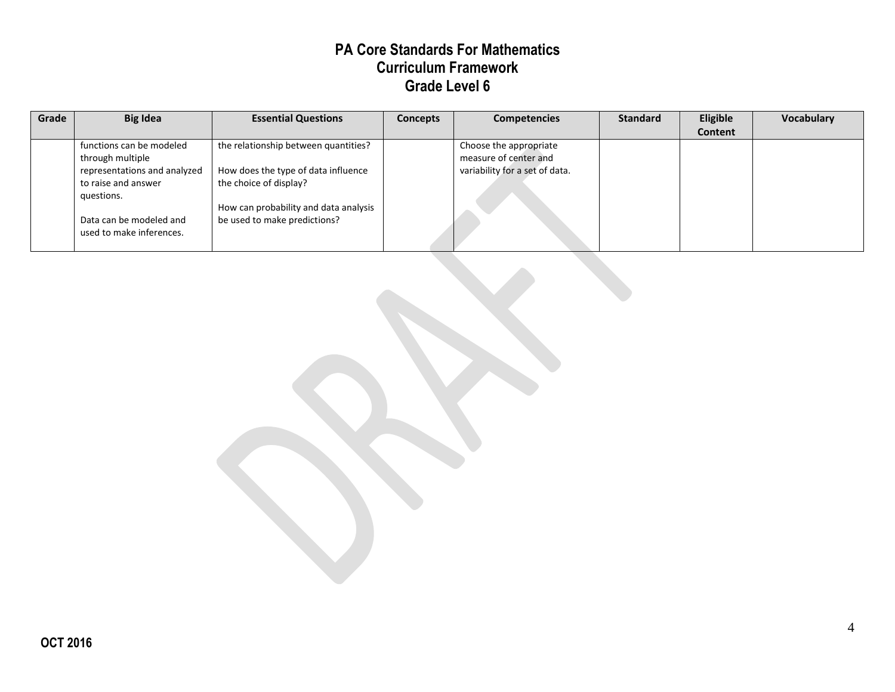# PA Core Standards For Mathematics
## Curriculum Framework
## Grade Level 6

| Grade | Big Idea | Essential Questions | Concepts | Competencies | Standard | Eligible Content | Vocabulary |
|---|---|---|---|---|---|---|---|
| | functions can be modeled through multiple representations and analyzed to raise and answer questions.<br><br>Data can be modeled and used to make inferences. | the relationship between quantities?<br><br>How does the type of data influence the choice of display?<br><br>How can probability and data analysis be used to make predictions? | | Choose the appropriate measure of center and variability for a set of data. | | | |

OCT 2016